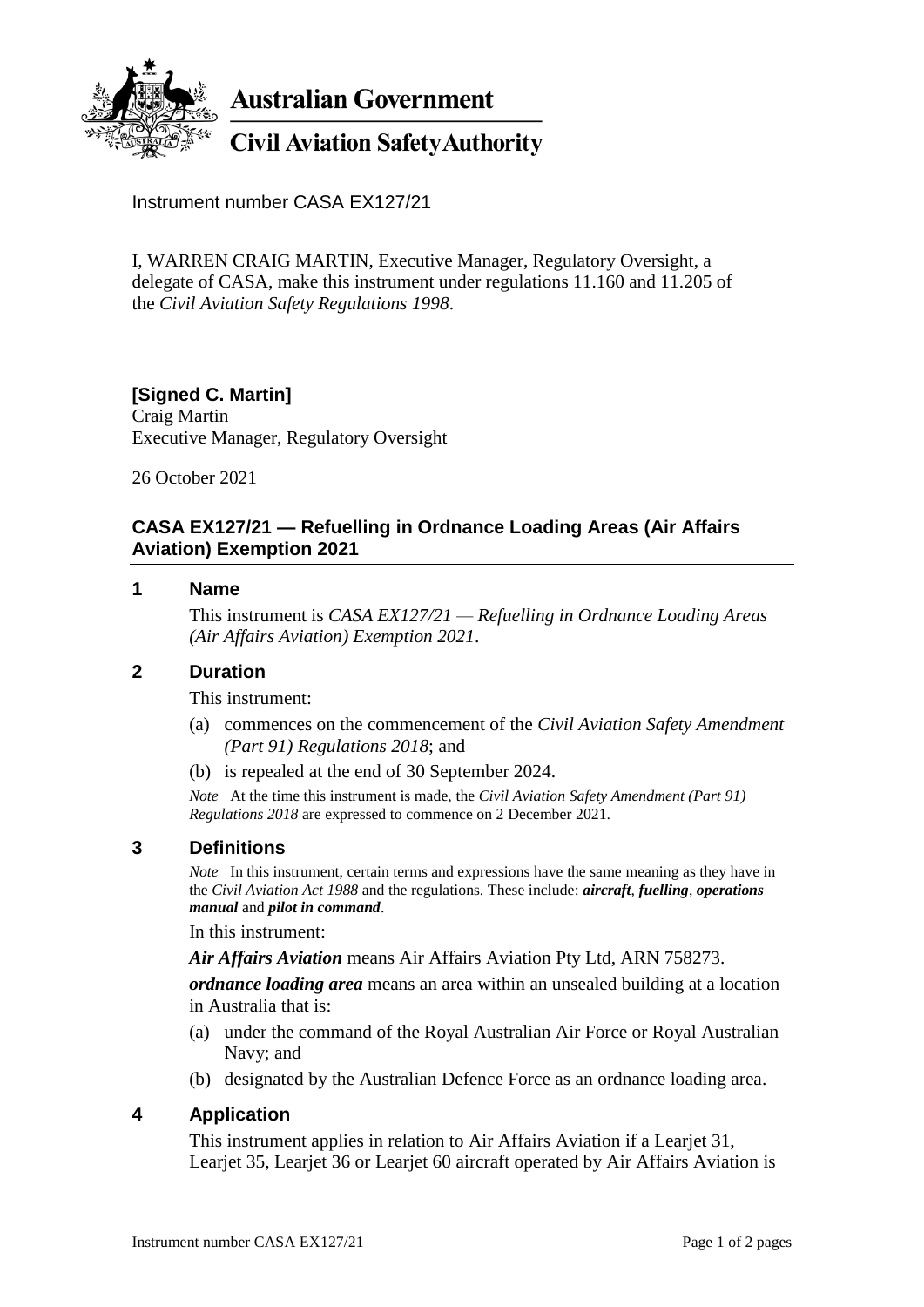**Australian Government**

**Civil Aviation Safety Authority**

Instrument number CASA EX127/21

I, WARREN CRAIG MARTIN, Executive Manager, Regulatory Oversight, a delegate of CASA, make this instrument under regulations 11.160 and 11.205 of the *Civil Aviation Safety Regulations 1998*.

**[Signed C. Martin]**
Craig Martin
Executive Manager, Regulatory Oversight

26 October 2021

## CASA EX127/21 — Refuelling in Ordnance Loading Areas (Air Affairs Aviation) Exemption 2021

### 1 Name

This instrument is *CASA EX127/21 — Refuelling in Ordnance Loading Areas (Air Affairs Aviation) Exemption 2021*.

### 2 Duration

This instrument:

(a) commences on the commencement of the *Civil Aviation Safety Amendment (Part 91) Regulations 2018*; and

(b) is repealed at the end of 30 September 2024.

*Note* At the time this instrument is made, the *Civil Aviation Safety Amendment (Part 91) Regulations 2018* are expressed to commence on 2 December 2021.

### 3 Definitions

*Note* In this instrument, certain terms and expressions have the same meaning as they have in the *Civil Aviation Act 1988* and the regulations. These include: ***aircraft***, ***fuelling***, ***operations manual*** and ***pilot in command***.

In this instrument:

***Air Affairs Aviation*** means Air Affairs Aviation Pty Ltd, ARN 758273.

***ordnance loading area*** means an area within an unsealed building at a location in Australia that is:

(a) under the command of the Royal Australian Air Force or Royal Australian Navy; and

(b) designated by the Australian Defence Force as an ordnance loading area.

### 4 Application

This instrument applies in relation to Air Affairs Aviation if a Learjet 31, Learjet 35, Learjet 36 or Learjet 60 aircraft operated by Air Affairs Aviation is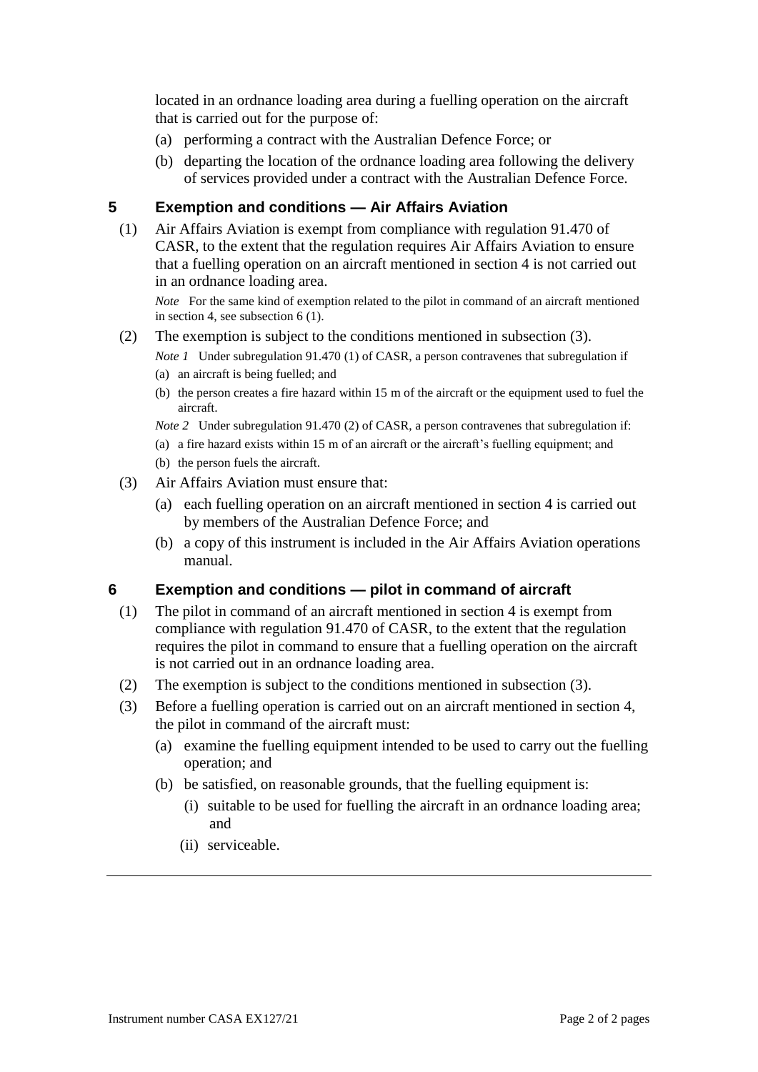located in an ordnance loading area during a fuelling operation on the aircraft that is carried out for the purpose of:

(a) performing a contract with the Australian Defence Force; or

(b) departing the location of the ordnance loading area following the delivery of services provided under a contract with the Australian Defence Force.

## 5 Exemption and conditions — Air Affairs Aviation

(1) Air Affairs Aviation is exempt from compliance with regulation 91.470 of CASR, to the extent that the regulation requires Air Affairs Aviation to ensure that a fuelling operation on an aircraft mentioned in section 4 is not carried out in an ordnance loading area.

*Note* For the same kind of exemption related to the pilot in command of an aircraft mentioned in section 4, see subsection 6 (1).

(2) The exemption is subject to the conditions mentioned in subsection (3).

*Note 1* Under subregulation 91.470 (1) of CASR, a person contravenes that subregulation if

(a) an aircraft is being fuelled; and

(b) the person creates a fire hazard within 15 m of the aircraft or the equipment used to fuel the aircraft.

*Note 2* Under subregulation 91.470 (2) of CASR, a person contravenes that subregulation if:

(a) a fire hazard exists within 15 m of an aircraft or the aircraft's fuelling equipment; and

(b) the person fuels the aircraft.

(3) Air Affairs Aviation must ensure that:

(a) each fuelling operation on an aircraft mentioned in section 4 is carried out by members of the Australian Defence Force; and

(b) a copy of this instrument is included in the Air Affairs Aviation operations manual.

## 6 Exemption and conditions — pilot in command of aircraft

(1) The pilot in command of an aircraft mentioned in section 4 is exempt from compliance with regulation 91.470 of CASR, to the extent that the regulation requires the pilot in command to ensure that a fuelling operation on the aircraft is not carried out in an ordnance loading area.

(2) The exemption is subject to the conditions mentioned in subsection (3).

(3) Before a fuelling operation is carried out on an aircraft mentioned in section 4, the pilot in command of the aircraft must:

(a) examine the fuelling equipment intended to be used to carry out the fuelling operation; and

(b) be satisfied, on reasonable grounds, that the fuelling equipment is:

(i) suitable to be used for fuelling the aircraft in an ordnance loading area; and

(ii) serviceable.